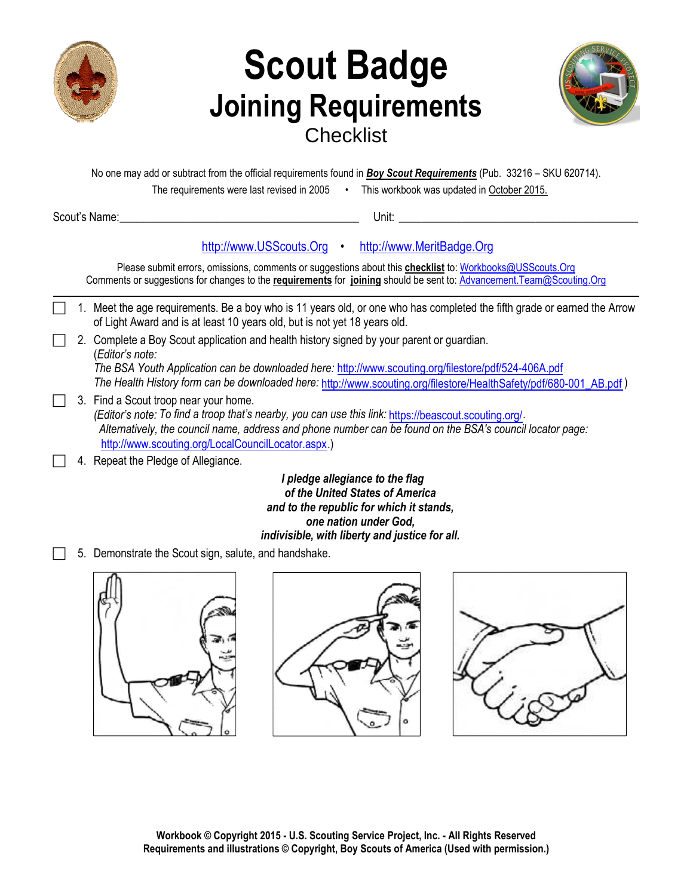# Scout Badge
## Joining Requirements
### Checklist

No one may add or subtract from the official requirements found in ***Boy Scout Requirements*** (Pub. 33216 – SKU 620714).

The requirements were last revised in 2005 • This workbook was updated in October 2015.

Scout's Name:_____________________________________________ Unit: _____________________________________________

http://www.USScouts.Org • http://www.MeritBadge.Org

Please submit errors, omissions, comments or suggestions about this **checklist** to: Workbooks@USScouts.Org
Comments or suggestions for changes to the **requirements** for **joining** should be sent to: Advancement.Team@Scouting.Org

---

- [ ] 1. Meet the age requirements. Be a boy who is 11 years old, or one who has completed the fifth grade or earned the Arrow of Light Award and is at least 10 years old, but is not yet 18 years old.
- [ ] 2. Complete a Boy Scout application and health history signed by your parent or guardian.
  (*Editor's note:*
  *The BSA Youth Application can be downloaded here:* http://www.scouting.org/filestore/pdf/524-406A.pdf
  *The Health History form can be downloaded here:* http://www.scouting.org/filestore/HealthSafety/pdf/680-001_AB.pdf )
- [ ] 3. Find a Scout troop near your home.
  (*Editor's note: To find a troop that's nearby, you can use this link:* https://beascout.scouting.org/.
  *Alternatively, the council name, address and phone number can be found on the BSA's council locator page:* http://www.scouting.org/LocalCouncilLocator.aspx.)
- [ ] 4. Repeat the Pledge of Allegiance.

  ***I pledge allegiance to the flag***
  ***of the United States of America***
  ***and to the republic for which it stands,***
  ***one nation under God,***
  ***indivisible, with liberty and justice for all.***

- [ ] 5. Demonstrate the Scout sign, salute, and handshake.

Workbook © Copyright 2015 - U.S. Scouting Service Project, Inc. - All Rights Reserved
Requirements and illustrations © Copyright, Boy Scouts of America (Used with permission.)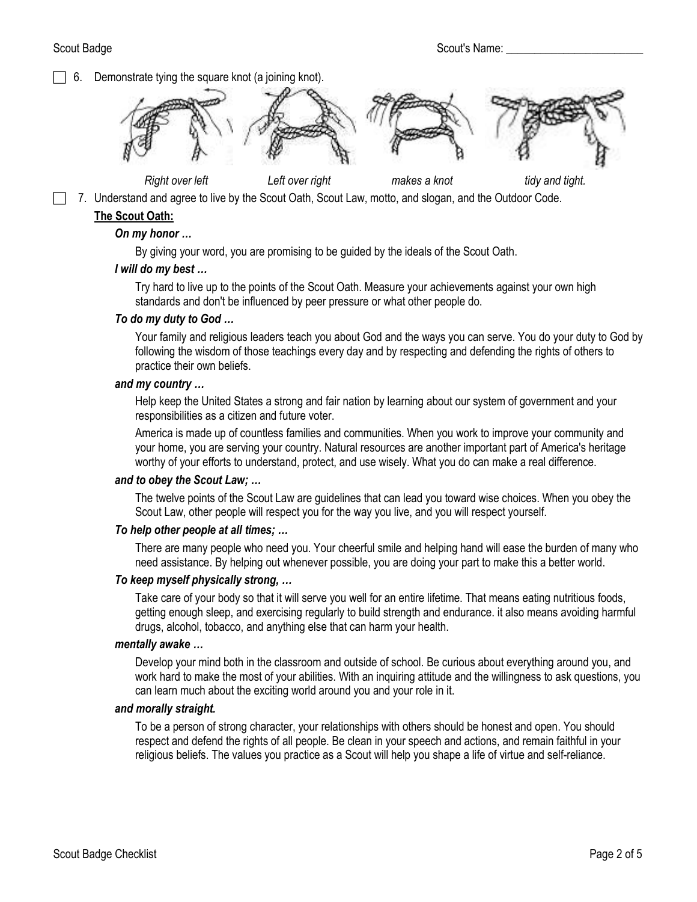☐ 6. Demonstrate tying the square knot (a joining knot).

*Right over left* *Left over right* *makes a knot* *tidy and tight.*

☐ 7. Understand and agree to live by the Scout Oath, Scout Law, motto, and slogan, and the Outdoor Code.

**The Scout Oath:**

***On my honor …***

By giving your word, you are promising to be guided by the ideals of the Scout Oath.

***I will do my best …***

Try hard to live up to the points of the Scout Oath. Measure your achievements against your own high standards and don't be influenced by peer pressure or what other people do.

***To do my duty to God …***

Your family and religious leaders teach you about God and the ways you can serve. You do your duty to God by following the wisdom of those teachings every day and by respecting and defending the rights of others to practice their own beliefs.

***and my country …***

Help keep the United States a strong and fair nation by learning about our system of government and your responsibilities as a citizen and future voter.

America is made up of countless families and communities. When you work to improve your community and your home, you are serving your country. Natural resources are another important part of America's heritage worthy of your efforts to understand, protect, and use wisely. What you do can make a real difference.

***and to obey the Scout Law; …***

The twelve points of the Scout Law are guidelines that can lead you toward wise choices. When you obey the Scout Law, other people will respect you for the way you live, and you will respect yourself.

***To help other people at all times; …***

There are many people who need you. Your cheerful smile and helping hand will ease the burden of many who need assistance. By helping out whenever possible, you are doing your part to make this a better world.

***To keep myself physically strong, …***

Take care of your body so that it will serve you well for an entire lifetime. That means eating nutritious foods, getting enough sleep, and exercising regularly to build strength and endurance. it also means avoiding harmful drugs, alcohol, tobacco, and anything else that can harm your health.

***mentally awake …***

Develop your mind both in the classroom and outside of school. Be curious about everything around you, and work hard to make the most of your abilities. With an inquiring attitude and the willingness to ask questions, you can learn much about the exciting world around you and your role in it.

***and morally straight.***

To be a person of strong character, your relationships with others should be honest and open. You should respect and defend the rights of all people. Be clean in your speech and actions, and remain faithful in your religious beliefs. The values you practice as a Scout will help you shape a life of virtue and self-reliance.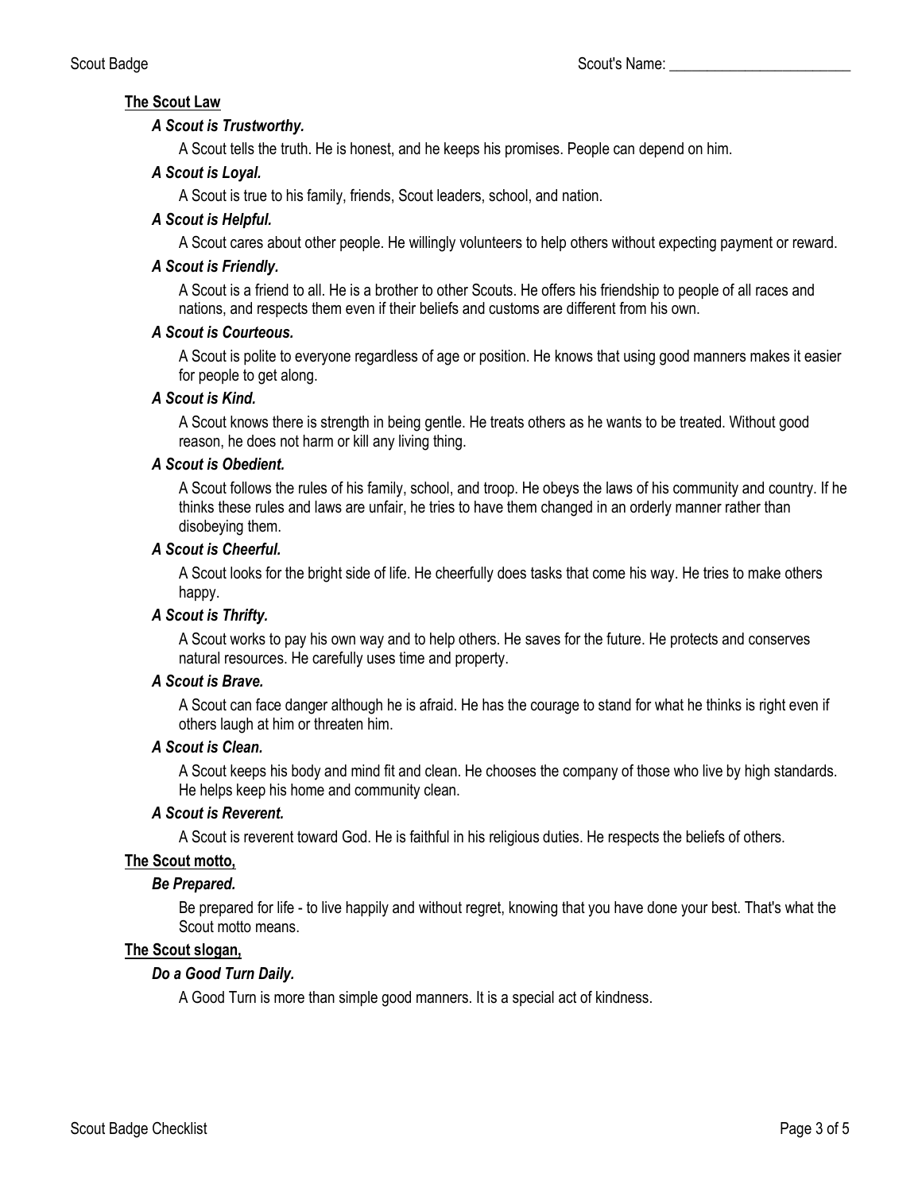## The Scout Law

### *A Scout is Trustworthy.*

A Scout tells the truth. He is honest, and he keeps his promises. People can depend on him.

### *A Scout is Loyal.*

A Scout is true to his family, friends, Scout leaders, school, and nation.

### *A Scout is Helpful.*

A Scout cares about other people. He willingly volunteers to help others without expecting payment or reward.

### *A Scout is Friendly.*

A Scout is a friend to all. He is a brother to other Scouts. He offers his friendship to people of all races and nations, and respects them even if their beliefs and customs are different from his own.

### *A Scout is Courteous.*

A Scout is polite to everyone regardless of age or position. He knows that using good manners makes it easier for people to get along.

### *A Scout is Kind.*

A Scout knows there is strength in being gentle. He treats others as he wants to be treated. Without good reason, he does not harm or kill any living thing.

### *A Scout is Obedient.*

A Scout follows the rules of his family, school, and troop. He obeys the laws of his community and country. If he thinks these rules and laws are unfair, he tries to have them changed in an orderly manner rather than disobeying them.

### *A Scout is Cheerful.*

A Scout looks for the bright side of life. He cheerfully does tasks that come his way. He tries to make others happy.

### *A Scout is Thrifty.*

A Scout works to pay his own way and to help others. He saves for the future. He protects and conserves natural resources. He carefully uses time and property.

### *A Scout is Brave.*

A Scout can face danger although he is afraid. He has the courage to stand for what he thinks is right even if others laugh at him or threaten him.

### *A Scout is Clean.*

A Scout keeps his body and mind fit and clean. He chooses the company of those who live by high standards. He helps keep his home and community clean.

### *A Scout is Reverent.*

A Scout is reverent toward God. He is faithful in his religious duties. He respects the beliefs of others.

## The Scout motto,

### *Be Prepared.*

Be prepared for life - to live happily and without regret, knowing that you have done your best. That's what the Scout motto means.

## The Scout slogan,

### *Do a Good Turn Daily.*

A Good Turn is more than simple good manners. It is a special act of kindness.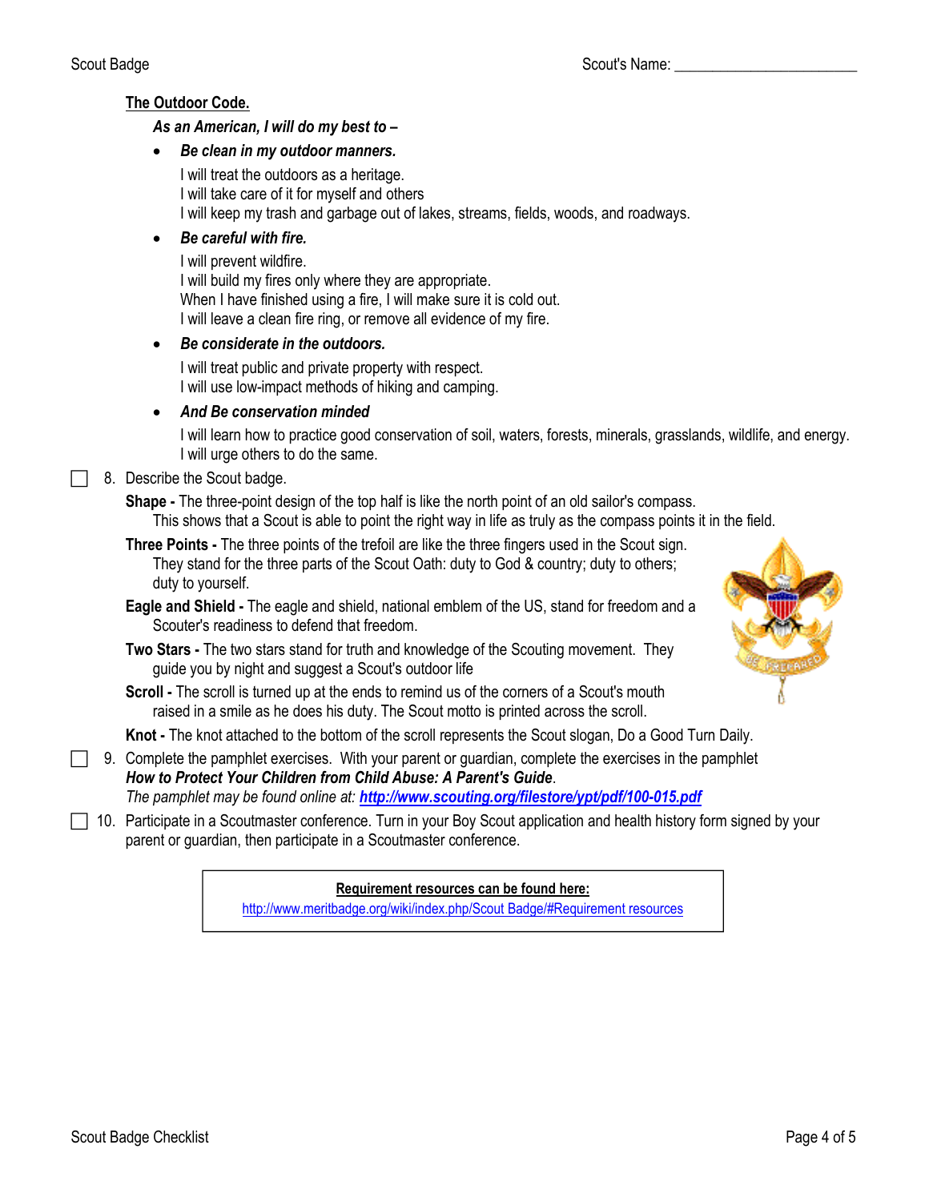**The Outdoor Code.**

*As an American, I will do my best to –*

- ***Be clean in my outdoor manners.***

  I will treat the outdoors as a heritage.
  I will take care of it for myself and others
  I will keep my trash and garbage out of lakes, streams, fields, woods, and roadways.

- ***Be careful with fire.***

  I will prevent wildfire.
  I will build my fires only where they are appropriate.
  When I have finished using a fire, I will make sure it is cold out.
  I will leave a clean fire ring, or remove all evidence of my fire.

- ***Be considerate in the outdoors.***

  I will treat public and private property with respect.
  I will use low-impact methods of hiking and camping.

- ***And Be conservation minded***

  I will learn how to practice good conservation of soil, waters, forests, minerals, grasslands, wildlife, and energy.
  I will urge others to do the same.

☐ 8. Describe the Scout badge.

**Shape -** The three-point design of the top half is like the north point of an old sailor's compass. This shows that a Scout is able to point the right way in life as truly as the compass points it in the field.

**Three Points -** The three points of the trefoil are like the three fingers used in the Scout sign. They stand for the three parts of the Scout Oath: duty to God & country; duty to others; duty to yourself.

**Eagle and Shield -** The eagle and shield, national emblem of the US, stand for freedom and a Scouter's readiness to defend that freedom.

**Two Stars -** The two stars stand for truth and knowledge of the Scouting movement. They guide you by night and suggest a Scout's outdoor life

**Scroll -** The scroll is turned up at the ends to remind us of the corners of a Scout's mouth raised in a smile as he does his duty. The Scout motto is printed across the scroll.

**Knot -** The knot attached to the bottom of the scroll represents the Scout slogan, Do a Good Turn Daily.

☐ 9. Complete the pamphlet exercises. With your parent or guardian, complete the exercises in the pamphlet ***How to Protect Your Children from Child Abuse: A Parent's Guide***.
*The pamphlet may be found online at:* ***http://www.scouting.org/filestore/ypt/pdf/100-015.pdf***

☐ 10. Participate in a Scoutmaster conference. Turn in your Boy Scout application and health history form signed by your parent or guardian, then participate in a Scoutmaster conference.

**Requirement resources can be found here:**
http://www.meritbadge.org/wiki/index.php/Scout Badge/#Requirement resources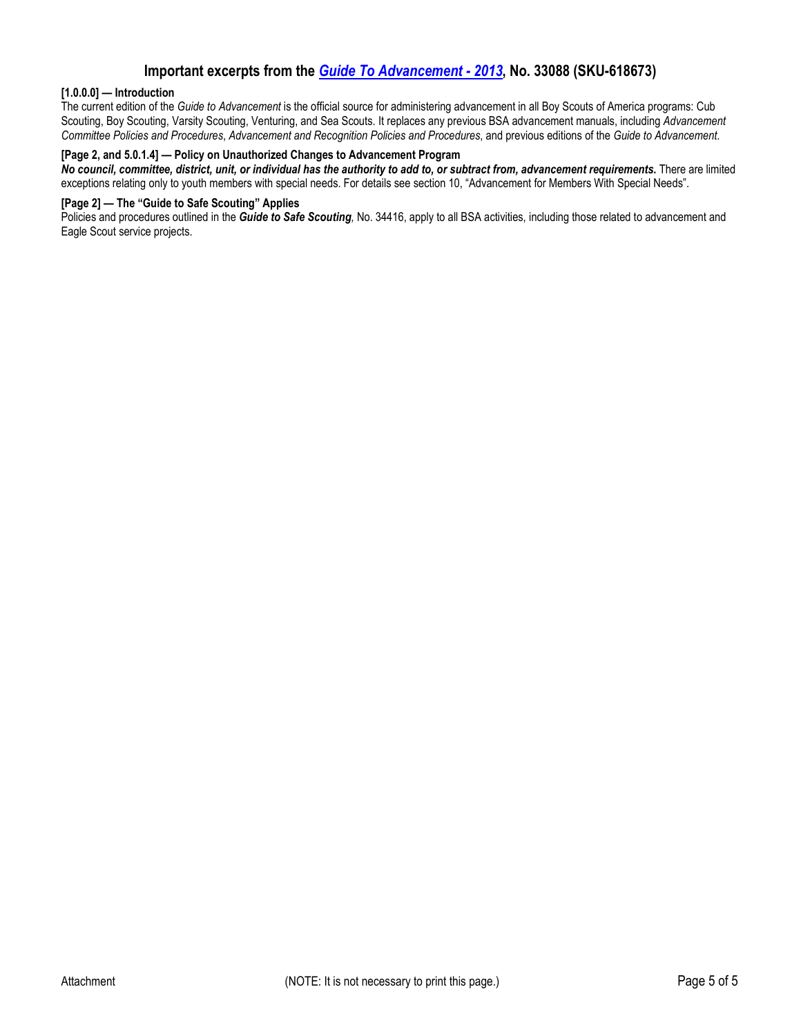## Important excerpts from the *Guide To Advancement - 2013*, No. 33088 (SKU-618673)

**[1.0.0.0] — Introduction**

The current edition of the *Guide to Advancement* is the official source for administering advancement in all Boy Scouts of America programs: Cub Scouting, Boy Scouting, Varsity Scouting, Venturing, and Sea Scouts. It replaces any previous BSA advancement manuals, including *Advancement Committee Policies and Procedures*, *Advancement and Recognition Policies and Procedures*, and previous editions of the *Guide to Advancement*.

**[Page 2, and 5.0.1.4] — Policy on Unauthorized Changes to Advancement Program**

***No council, committee, district, unit, or individual has the authority to add to, or subtract from, advancement requirements.*** There are limited exceptions relating only to youth members with special needs. For details see section 10, "Advancement for Members With Special Needs".

**[Page 2] — The "Guide to Safe Scouting" Applies**

Policies and procedures outlined in the ***Guide to Safe Scouting***, No. 34416, apply to all BSA activities, including those related to advancement and Eagle Scout service projects.

Attachment (NOTE: It is not necessary to print this page.)